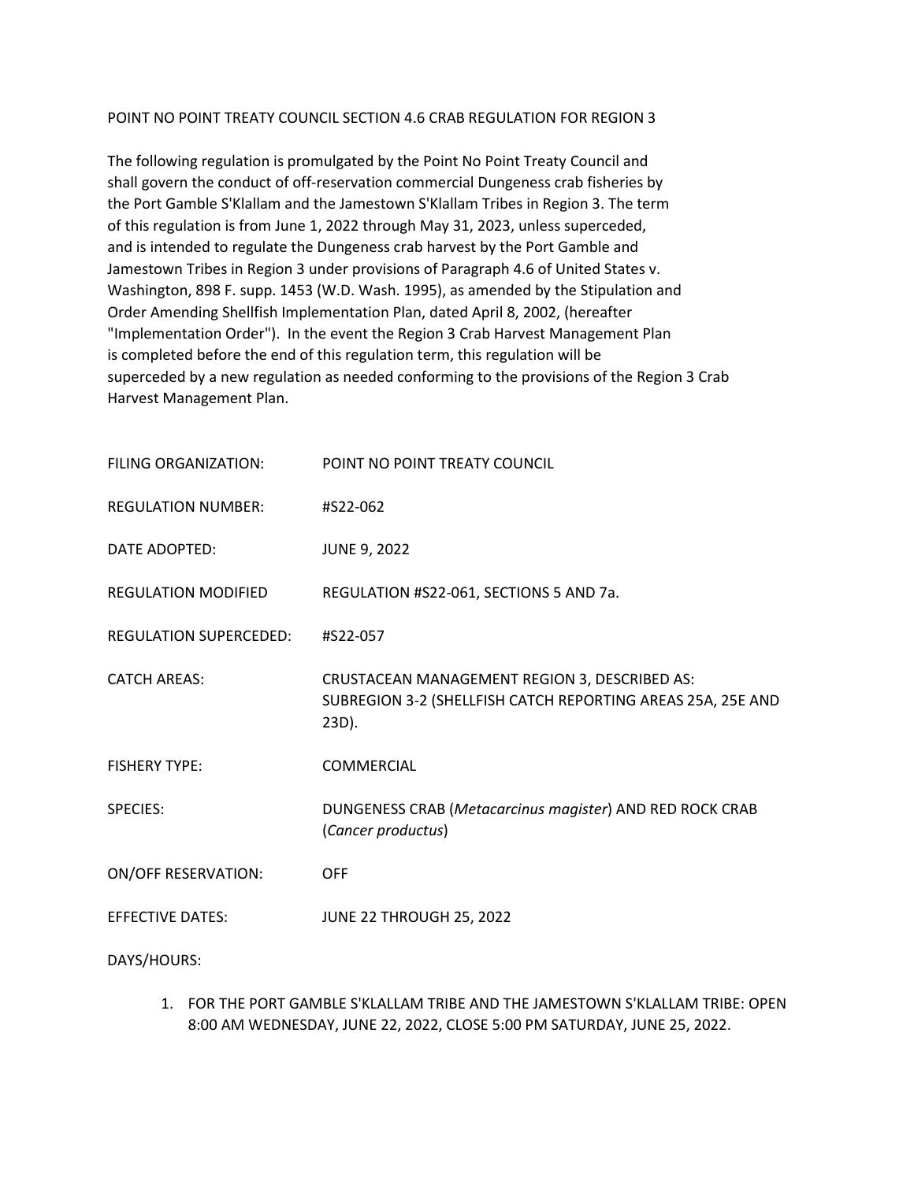POINT NO POINT TREATY COUNCIL SECTION 4.6 CRAB REGULATION FOR REGION 3

The following regulation is promulgated by the Point No Point Treaty Council and shall govern the conduct of off-reservation commercial Dungeness crab fisheries by the Port Gamble S'Klallam and the Jamestown S'Klallam Tribes in Region 3. The term of this regulation is from June 1, 2022 through May 31, 2023, unless superceded, and is intended to regulate the Dungeness crab harvest by the Port Gamble and Jamestown Tribes in Region 3 under provisions of Paragraph 4.6 of United States v. Washington, 898 F. supp. 1453 (W.D. Wash. 1995), as amended by the Stipulation and Order Amending Shellfish Implementation Plan, dated April 8, 2002, (hereafter "Implementation Order"). In the event the Region 3 Crab Harvest Management Plan is completed before the end of this regulation term, this regulation will be superceded by a new regulation as needed conforming to the provisions of the Region 3 Crab Harvest Management Plan.

| | |
|---|---|
| FILING ORGANIZATION: | POINT NO POINT TREATY COUNCIL |
| REGULATION NUMBER: | #S22-062 |
| DATE ADOPTED: | JUNE 9, 2022 |
| REGULATION MODIFIED | REGULATION #S22-061, SECTIONS 5 AND 7a. |
| REGULATION SUPERCEDED: | #S22-057 |
| CATCH AREAS: | CRUSTACEAN MANAGEMENT REGION 3, DESCRIBED AS: SUBREGION 3-2 (SHELLFISH CATCH REPORTING AREAS 25A, 25E AND 23D). |
| FISHERY TYPE: | COMMERCIAL |
| SPECIES: | DUNGENESS CRAB (*Metacarcinus magister*) AND RED ROCK CRAB (*Cancer productus*) |
| ON/OFF RESERVATION: | OFF |
| EFFECTIVE DATES: | JUNE 22 THROUGH 25, 2022 |

DAYS/HOURS:

1. FOR THE PORT GAMBLE S'KLALLAM TRIBE AND THE JAMESTOWN S'KLALLAM TRIBE: OPEN 8:00 AM WEDNESDAY, JUNE 22, 2022, CLOSE 5:00 PM SATURDAY, JUNE 25, 2022.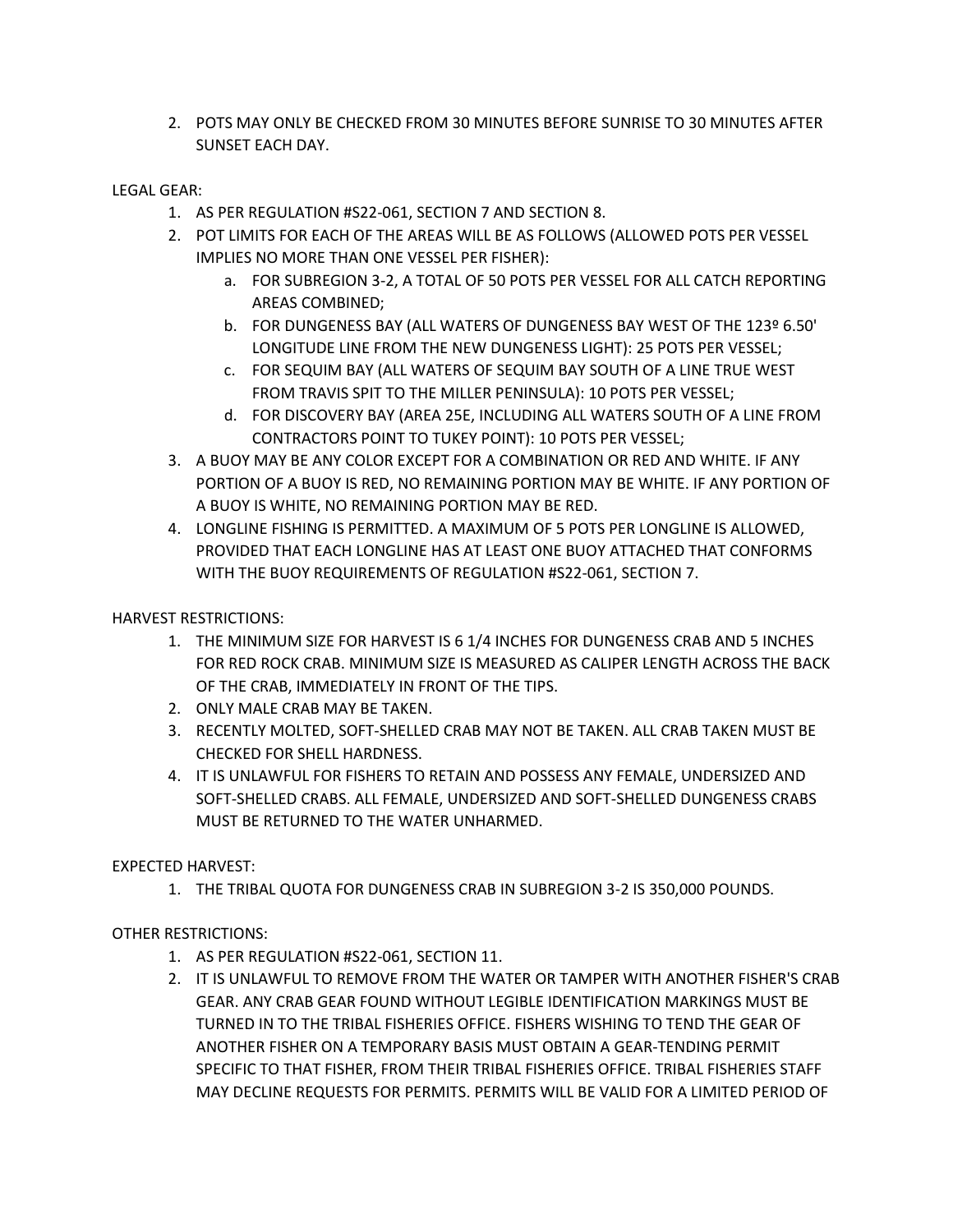2. POTS MAY ONLY BE CHECKED FROM 30 MINUTES BEFORE SUNRISE TO 30 MINUTES AFTER SUNSET EACH DAY.

LEGAL GEAR:

1. AS PER REGULATION #S22-061, SECTION 7 AND SECTION 8.
2. POT LIMITS FOR EACH OF THE AREAS WILL BE AS FOLLOWS (ALLOWED POTS PER VESSEL IMPLIES NO MORE THAN ONE VESSEL PER FISHER):
   a. FOR SUBREGION 3-2, A TOTAL OF 50 POTS PER VESSEL FOR ALL CATCH REPORTING AREAS COMBINED;
   b. FOR DUNGENESS BAY (ALL WATERS OF DUNGENESS BAY WEST OF THE 123º 6.50' LONGITUDE LINE FROM THE NEW DUNGENESS LIGHT): 25 POTS PER VESSEL;
   c. FOR SEQUIM BAY (ALL WATERS OF SEQUIM BAY SOUTH OF A LINE TRUE WEST FROM TRAVIS SPIT TO THE MILLER PENINSULA): 10 POTS PER VESSEL;
   d. FOR DISCOVERY BAY (AREA 25E, INCLUDING ALL WATERS SOUTH OF A LINE FROM CONTRACTORS POINT TO TUKEY POINT): 10 POTS PER VESSEL;
3. A BUOY MAY BE ANY COLOR EXCEPT FOR A COMBINATION OR RED AND WHITE. IF ANY PORTION OF A BUOY IS RED, NO REMAINING PORTION MAY BE WHITE. IF ANY PORTION OF A BUOY IS WHITE, NO REMAINING PORTION MAY BE RED.
4. LONGLINE FISHING IS PERMITTED. A MAXIMUM OF 5 POTS PER LONGLINE IS ALLOWED, PROVIDED THAT EACH LONGLINE HAS AT LEAST ONE BUOY ATTACHED THAT CONFORMS WITH THE BUOY REQUIREMENTS OF REGULATION #S22-061, SECTION 7.

HARVEST RESTRICTIONS:

1. THE MINIMUM SIZE FOR HARVEST IS 6 1/4 INCHES FOR DUNGENESS CRAB AND 5 INCHES FOR RED ROCK CRAB. MINIMUM SIZE IS MEASURED AS CALIPER LENGTH ACROSS THE BACK OF THE CRAB, IMMEDIATELY IN FRONT OF THE TIPS.
2. ONLY MALE CRAB MAY BE TAKEN.
3. RECENTLY MOLTED, SOFT-SHELLED CRAB MAY NOT BE TAKEN. ALL CRAB TAKEN MUST BE CHECKED FOR SHELL HARDNESS.
4. IT IS UNLAWFUL FOR FISHERS TO RETAIN AND POSSESS ANY FEMALE, UNDERSIZED AND SOFT-SHELLED CRABS. ALL FEMALE, UNDERSIZED AND SOFT-SHELLED DUNGENESS CRABS MUST BE RETURNED TO THE WATER UNHARMED.

EXPECTED HARVEST:

1. THE TRIBAL QUOTA FOR DUNGENESS CRAB IN SUBREGION 3-2 IS 350,000 POUNDS.

OTHER RESTRICTIONS:

1. AS PER REGULATION #S22-061, SECTION 11.
2. IT IS UNLAWFUL TO REMOVE FROM THE WATER OR TAMPER WITH ANOTHER FISHER'S CRAB GEAR. ANY CRAB GEAR FOUND WITHOUT LEGIBLE IDENTIFICATION MARKINGS MUST BE TURNED IN TO THE TRIBAL FISHERIES OFFICE. FISHERS WISHING TO TEND THE GEAR OF ANOTHER FISHER ON A TEMPORARY BASIS MUST OBTAIN A GEAR-TENDING PERMIT SPECIFIC TO THAT FISHER, FROM THEIR TRIBAL FISHERIES OFFICE. TRIBAL FISHERIES STAFF MAY DECLINE REQUESTS FOR PERMITS. PERMITS WILL BE VALID FOR A LIMITED PERIOD OF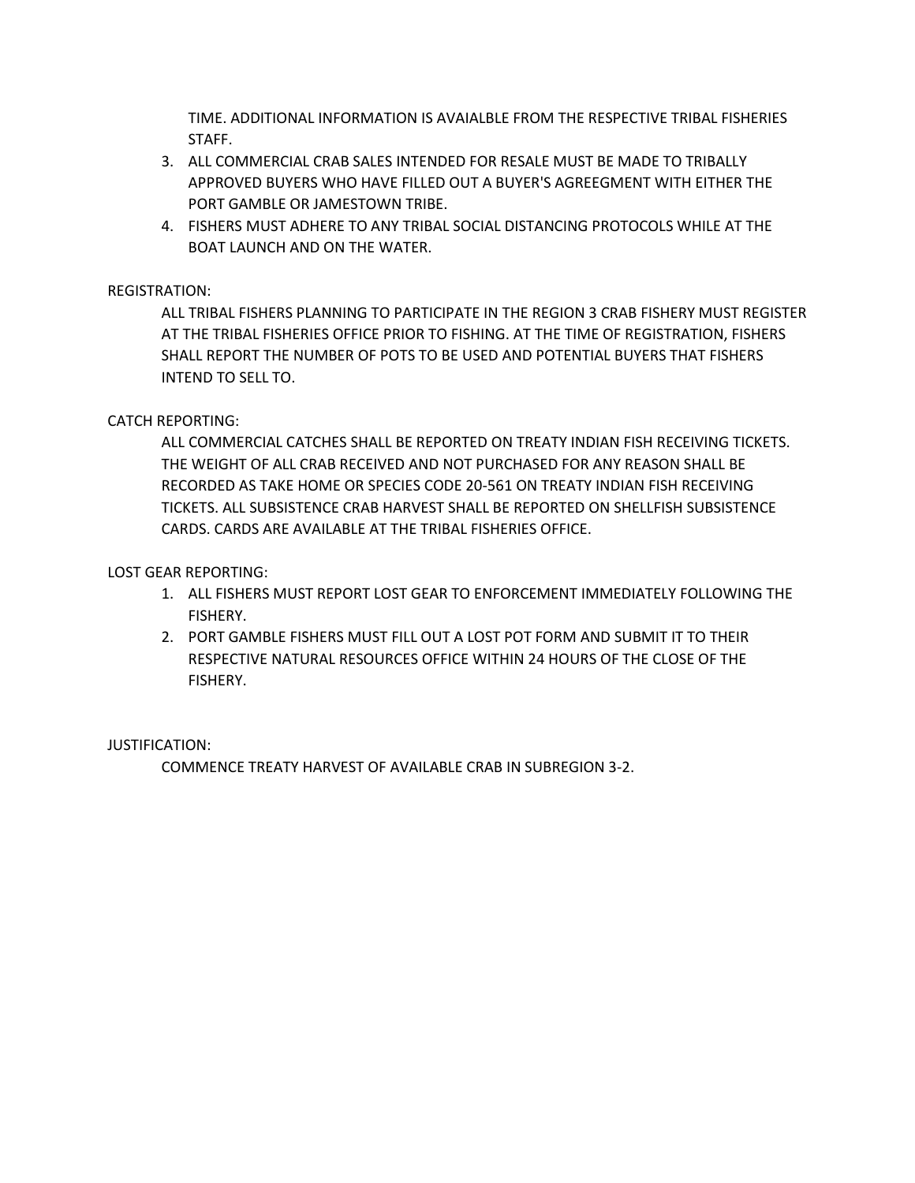TIME. ADDITIONAL INFORMATION IS AVAIALBLE FROM THE RESPECTIVE TRIBAL FISHERIES STAFF.

3. ALL COMMERCIAL CRAB SALES INTENDED FOR RESALE MUST BE MADE TO TRIBALLY APPROVED BUYERS WHO HAVE FILLED OUT A BUYER'S AGREEGMENT WITH EITHER THE PORT GAMBLE OR JAMESTOWN TRIBE.
4. FISHERS MUST ADHERE TO ANY TRIBAL SOCIAL DISTANCING PROTOCOLS WHILE AT THE BOAT LAUNCH AND ON THE WATER.

REGISTRATION:

ALL TRIBAL FISHERS PLANNING TO PARTICIPATE IN THE REGION 3 CRAB FISHERY MUST REGISTER AT THE TRIBAL FISHERIES OFFICE PRIOR TO FISHING. AT THE TIME OF REGISTRATION, FISHERS SHALL REPORT THE NUMBER OF POTS TO BE USED AND POTENTIAL BUYERS THAT FISHERS INTEND TO SELL TO.

CATCH REPORTING:

ALL COMMERCIAL CATCHES SHALL BE REPORTED ON TREATY INDIAN FISH RECEIVING TICKETS. THE WEIGHT OF ALL CRAB RECEIVED AND NOT PURCHASED FOR ANY REASON SHALL BE RECORDED AS TAKE HOME OR SPECIES CODE 20-561 ON TREATY INDIAN FISH RECEIVING TICKETS. ALL SUBSISTENCE CRAB HARVEST SHALL BE REPORTED ON SHELLFISH SUBSISTENCE CARDS. CARDS ARE AVAILABLE AT THE TRIBAL FISHERIES OFFICE.

LOST GEAR REPORTING:

1. ALL FISHERS MUST REPORT LOST GEAR TO ENFORCEMENT IMMEDIATELY FOLLOWING THE FISHERY.
2. PORT GAMBLE FISHERS MUST FILL OUT A LOST POT FORM AND SUBMIT IT TO THEIR RESPECTIVE NATURAL RESOURCES OFFICE WITHIN 24 HOURS OF THE CLOSE OF THE FISHERY.

JUSTIFICATION:

COMMENCE TREATY HARVEST OF AVAILABLE CRAB IN SUBREGION 3-2.